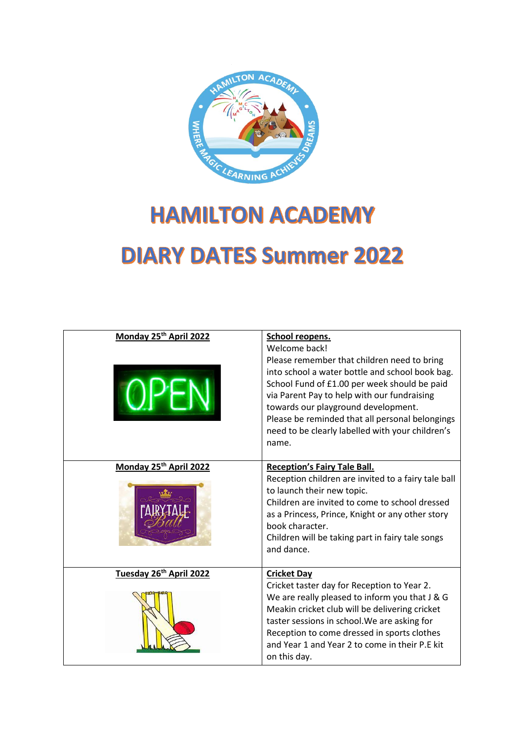# HAMILTON ACADEMY

# DIARY DATES Summer 2022

| **Monday 25th April 2022** | **School reopens.**<br>Welcome back!<br>Please remember that children need to bring into school a water bottle and school book bag.<br>School Fund of £1.00 per week should be paid via Parent Pay to help with our fundraising towards our playground development.<br>Please be reminded that all personal belongings need to be clearly labelled with your children's name. |
|---|---|
| **Monday 25th April 2022** | **Reception's Fairy Tale Ball.**<br>Reception children are invited to a fairy tale ball to launch their new topic.<br>Children are invited to come to school dressed as a Princess, Prince, Knight or any other story book character.<br>Children will be taking part in fairy tale songs and dance. |
| **Tuesday 26th April 2022** | **Cricket Day**<br>Cricket taster day for Reception to Year 2.<br>We are really pleased to inform you that J & G Meakin cricket club will be delivering cricket taster sessions in school.We are asking for Reception to come dressed in sports clothes and Year 1 and Year 2 to come in their P.E kit on this day. |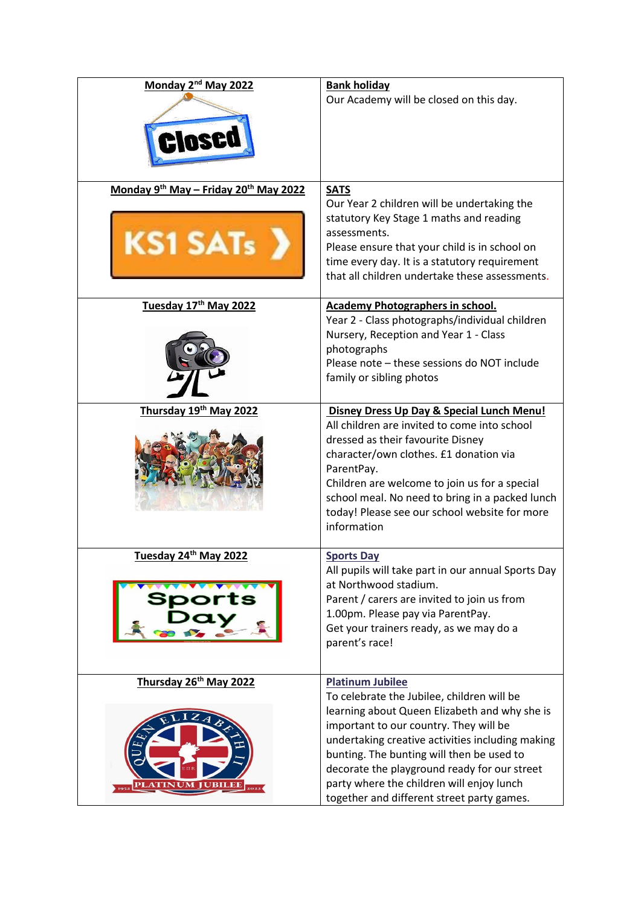| Date | Event |
| --- | --- |
| **Monday 2nd May 2022** | **Bank holiday**<br>Our Academy will be closed on this day. |
| **Monday 9th May – Friday 20th May 2022** | **SATS**<br>Our Year 2 children will be undertaking the statutory Key Stage 1 maths and reading assessments.<br>Please ensure that your child is in school on time every day. It is a statutory requirement that all children undertake these assessments. |
| **Tuesday 17th May 2022** | **Academy Photographers in school.**<br>Year 2 - Class photographs/individual children<br>Nursery, Reception and Year 1 - Class photographs<br>Please note – these sessions do NOT include family or sibling photos |
| **Thursday 19th May 2022** | **Disney Dress Up Day & Special Lunch Menu!**<br>All children are invited to come into school dressed as their favourite Disney character/own clothes. £1 donation via ParentPay.<br>Children are welcome to join us for a special school meal. No need to bring in a packed lunch today! Please see our school website for more information |
| **Tuesday 24th May 2022** | **Sports Day**<br>All pupils will take part in our annual Sports Day at Northwood stadium.<br>Parent / carers are invited to join us from 1.00pm. Please pay via ParentPay.<br>Get your trainers ready, as we may do a parent's race! |
| **Thursday 26th May 2022** | **Platinum Jubilee**<br>To celebrate the Jubilee, children will be learning about Queen Elizabeth and why she is important to our country. They will be undertaking creative activities including making bunting. The bunting will then be used to decorate the playground ready for our street party where the children will enjoy lunch together and different street party games. |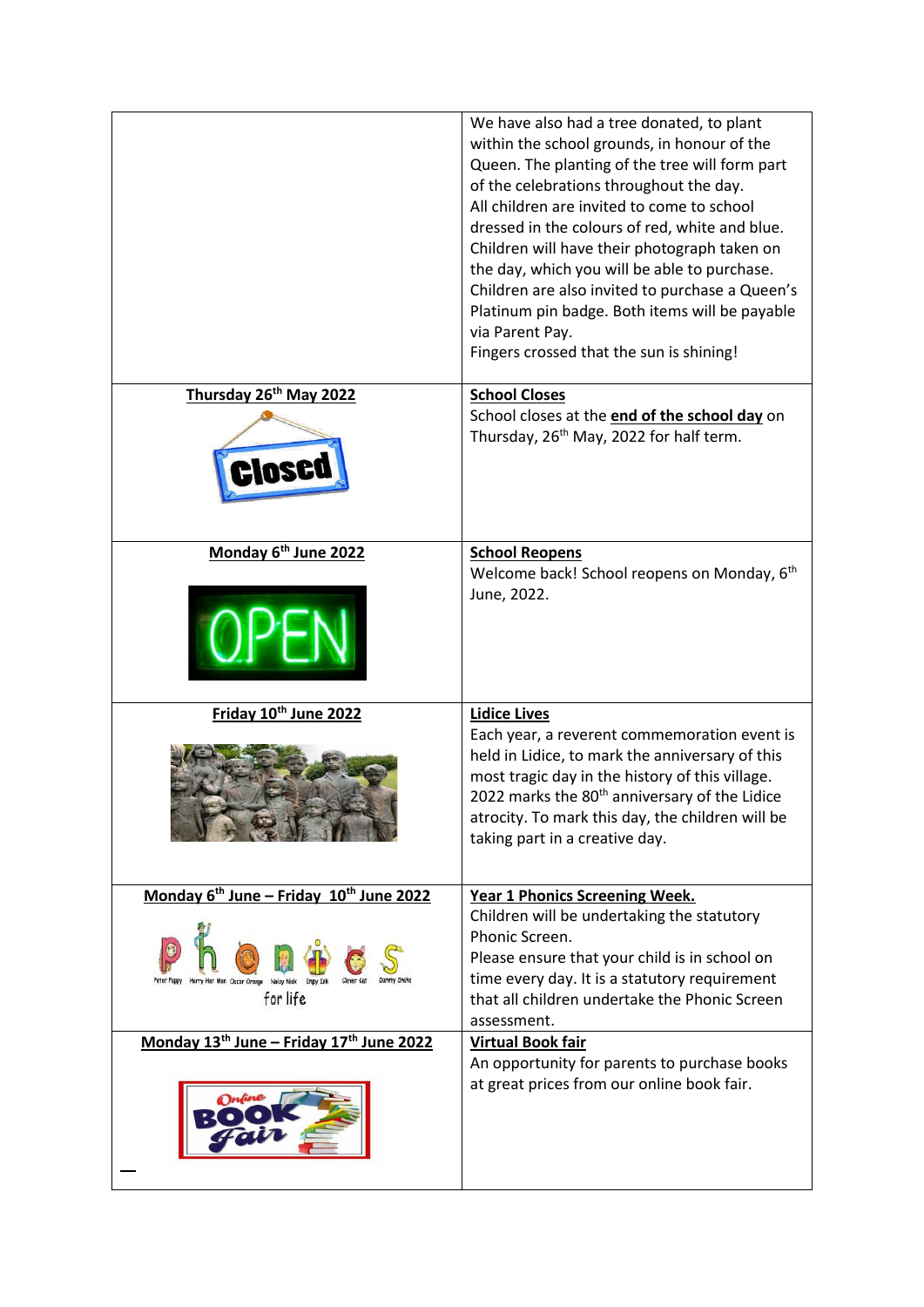| | |
|---|---|
| | We have also had a tree donated, to plant within the school grounds, in honour of the Queen. The planting of the tree will form part of the celebrations throughout the day. All children are invited to come to school dressed in the colours of red, white and blue. Children will have their photograph taken on the day, which you will be able to purchase. Children are also invited to purchase a Queen's Platinum pin badge. Both items will be payable via Parent Pay. Fingers crossed that the sun is shining! |
| **Thursday 26th May 2022** | **School Closes** School closes at the **end of the school day** on Thursday, 26th May, 2022 for half term. |
| **Monday 6th June 2022** | **School Reopens** Welcome back! School reopens on Monday, 6th June, 2022. |
| **Friday 10th June 2022** | **Lidice Lives** Each year, a reverent commemoration event is held in Lidice, to mark the anniversary of this most tragic day in the history of this village. 2022 marks the 80th anniversary of the Lidice atrocity. To mark this day, the children will be taking part in a creative day. |
| **Monday 6th June – Friday 10th June 2022** | **Year 1 Phonics Screening Week.** Children will be undertaking the statutory Phonic Screen. Please ensure that your child is in school on time every day. It is a statutory requirement that all children undertake the Phonic Screen assessment. |
| **Monday 13th June – Friday 17th June 2022** | **Virtual Book fair** An opportunity for parents to purchase books at great prices from our online book fair. |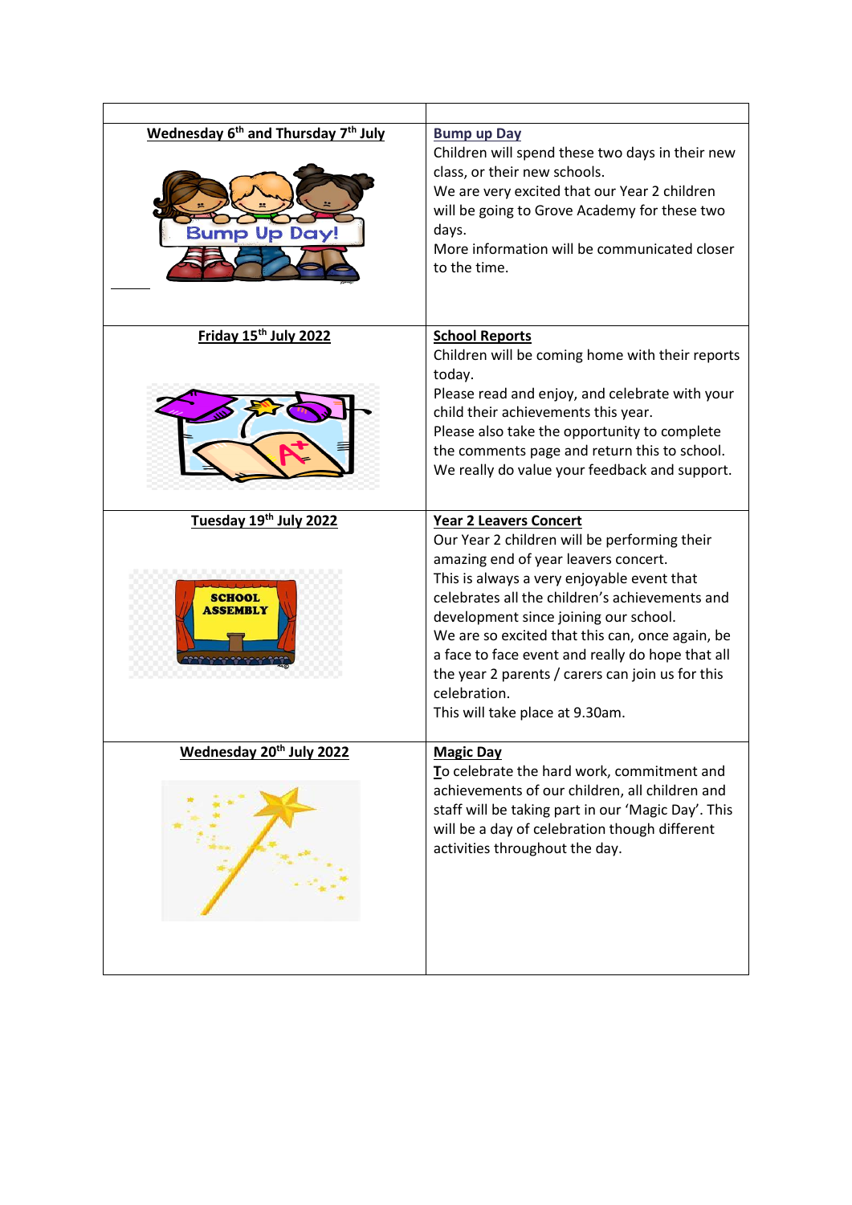| | |
|---|---|
| **Wednesday 6th and Thursday 7th July** | **Bump up Day**<br>Children will spend these two days in their new class, or their new schools.<br>We are very excited that our Year 2 children will be going to Grove Academy for these two days.<br>More information will be communicated closer to the time. |
| **Friday 15th July 2022** | **School Reports**<br>Children will be coming home with their reports today.<br>Please read and enjoy, and celebrate with your child their achievements this year.<br>Please also take the opportunity to complete the comments page and return this to school.<br>We really do value your feedback and support. |
| **Tuesday 19th July 2022** | **Year 2 Leavers Concert**<br>Our Year 2 children will be performing their amazing end of year leavers concert.<br>This is always a very enjoyable event that celebrates all the children's achievements and development since joining our school.<br>We are so excited that this can, once again, be a face to face event and really do hope that all the year 2 parents / carers can join us for this celebration.<br>This will take place at 9.30am. |
| **Wednesday 20th July 2022** | **Magic Day**<br>To celebrate the hard work, commitment and achievements of our children, all children and staff will be taking part in our 'Magic Day'. This will be a day of celebration though different activities throughout the day. |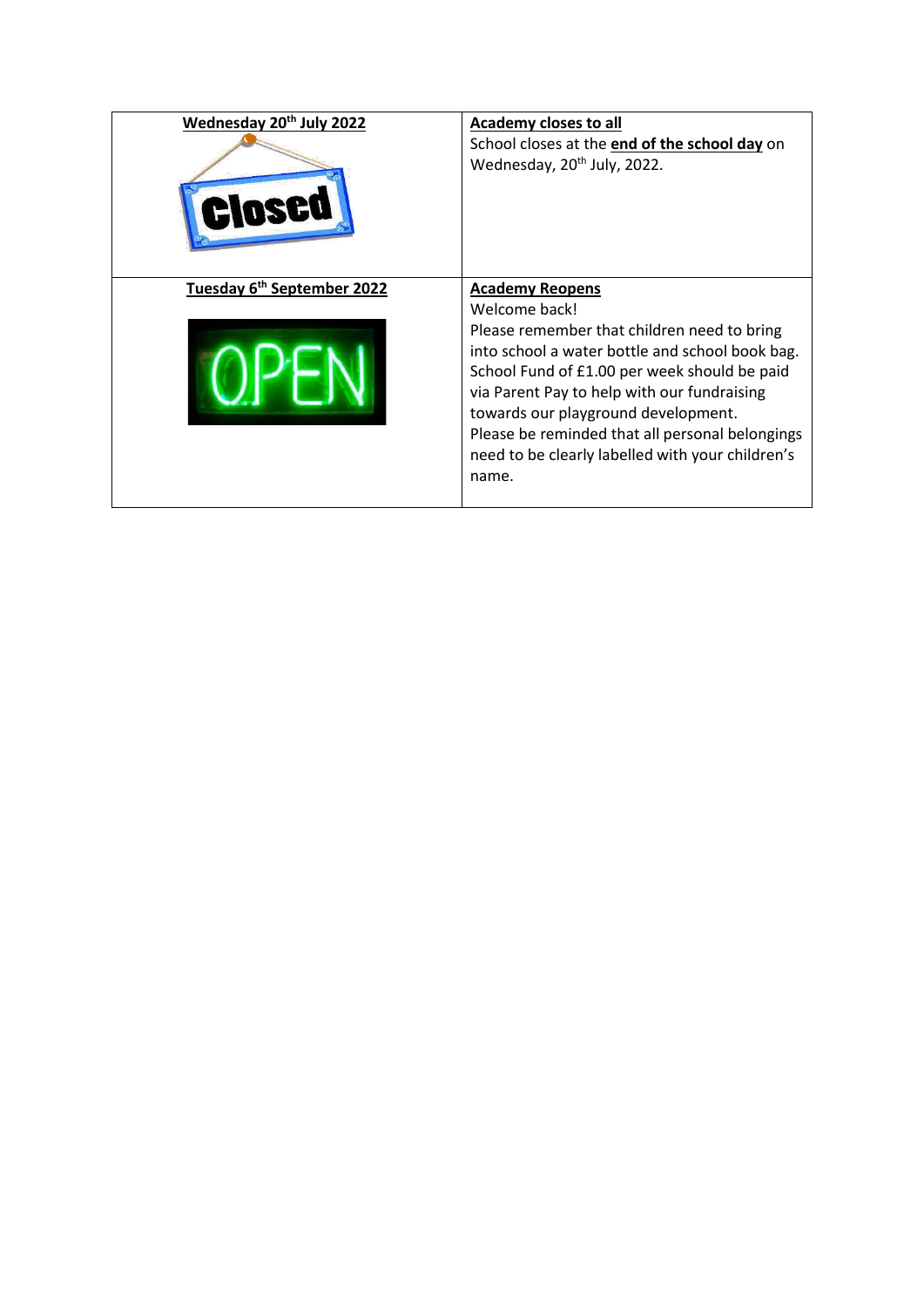| | |
|---|---|
| **Wednesday 20th July 2022** | **Academy closes to all**<br>School closes at the **end of the school day** on Wednesday, 20th July, 2022. |
| **Tuesday 6th September 2022** | **Academy Reopens**<br>Welcome back!<br>Please remember that children need to bring into school a water bottle and school book bag.<br>School Fund of £1.00 per week should be paid via Parent Pay to help with our fundraising towards our playground development.<br>Please be reminded that all personal belongings need to be clearly labelled with your children's name. |